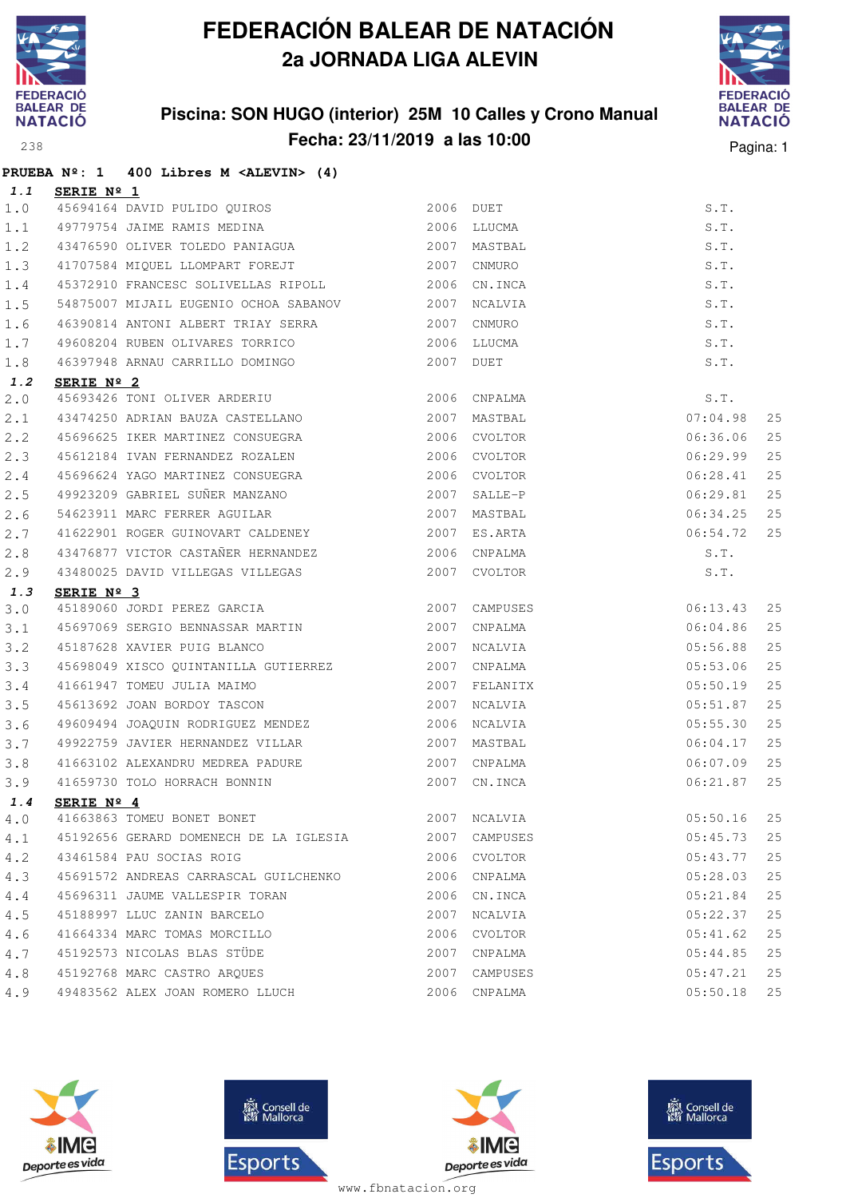# FEDERACIÓN BALEAR DE NATACIÓN

## 2a JORNADA LIGA ALEVIN

### Piscina: SON HUGO (interior) 25M 10 Calles y Crono Manual

### Fecha: 23/11/2019 a las 10:00

**PRUEBA Nº: 1 400 Libres M <ALEVIN> (4)**

**1.1 SERIE Nº 1**

| | | | | | | |
|---|---|---|---|---|---|---|
| 1.0 | 45694164 | DAVID PULIDO QUIROS | 2006 | DUET | S.T. | |
| 1.1 | 49779754 | JAIME RAMIS MEDINA | 2006 | LLUCMA | S.T. | |
| 1.2 | 43476590 | OLIVER TOLEDO PANIAGUA | 2007 | MASTBAL | S.T. | |
| 1.3 | 41707584 | MIQUEL LLOMPART FOREJT | 2007 | CNMURO | S.T. | |
| 1.4 | 45372910 | FRANCESC SOLIVELLAS RIPOLL | 2006 | CN.INCA | S.T. | |
| 1.5 | 54875007 | MIJAIL EUGENIO OCHOA SABANOV | 2007 | NCALVIA | S.T. | |
| 1.6 | 46390814 | ANTONI ALBERT TRIAY SERRA | 2007 | CNMURO | S.T. | |
| 1.7 | 49608204 | RUBEN OLIVARES TORRICO | 2006 | LLUCMA | S.T. | |
| 1.8 | 46397948 | ARNAU CARRILLO DOMINGO | 2007 | DUET | S.T. | |

**1.2 SERIE Nº 2**

| | | | | | | |
|---|---|---|---|---|---|---|
| 2.0 | 45693426 | TONI OLIVER ARDERIU | 2006 | CNPALMA | S.T. | |
| 2.1 | 43474250 | ADRIAN BAUZA CASTELLANO | 2007 | MASTBAL | 07:04.98 | 25 |
| 2.2 | 45696625 | IKER MARTINEZ CONSUEGRA | 2006 | CVOLTOR | 06:36.06 | 25 |
| 2.3 | 45612184 | IVAN FERNANDEZ ROZALEN | 2006 | CVOLTOR | 06:29.99 | 25 |
| 2.4 | 45696624 | YAGO MARTINEZ CONSUEGRA | 2006 | CVOLTOR | 06:28.41 | 25 |
| 2.5 | 49923209 | GABRIEL SUÑER MANZANO | 2007 | SALLE-P | 06:29.81 | 25 |
| 2.6 | 54623911 | MARC FERRER AGUILAR | 2007 | MASTBAL | 06:34.25 | 25 |
| 2.7 | 41622901 | ROGER GUINOVART CALDENEY | 2007 | ES.ARTA | 06:54.72 | 25 |
| 2.8 | 43476877 | VICTOR CASTAÑER HERNANDEZ | 2006 | CNPALMA | S.T. | |
| 2.9 | 43480025 | DAVID VILLEGAS VILLEGAS | 2007 | CVOLTOR | S.T. | |

**1.3 SERIE Nº 3**

| | | | | | | |
|---|---|---|---|---|---|---|
| 3.0 | 45189060 | JORDI PEREZ GARCIA | 2007 | CAMPUSES | 06:13.43 | 25 |
| 3.1 | 45697069 | SERGIO BENNASSAR MARTIN | 2007 | CNPALMA | 06:04.86 | 25 |
| 3.2 | 45187628 | XAVIER PUIG BLANCO | 2007 | NCALVIA | 05:56.88 | 25 |
| 3.3 | 45698049 | XISCO QUINTANILLA GUTIERREZ | 2007 | CNPALMA | 05:53.06 | 25 |
| 3.4 | 41661947 | TOMEU JULIA MAIMO | 2007 | FELANITX | 05:50.19 | 25 |
| 3.5 | 45613692 | JOAN BORDOY TASCON | 2007 | NCALVIA | 05:51.87 | 25 |
| 3.6 | 49609494 | JOAQUIN RODRIGUEZ MENDEZ | 2006 | NCALVIA | 05:55.30 | 25 |
| 3.7 | 49922759 | JAVIER HERNANDEZ VILLAR | 2007 | MASTBAL | 06:04.17 | 25 |
| 3.8 | 41663102 | ALEXANDRU MEDREA PADURE | 2007 | CNPALMA | 06:07.09 | 25 |
| 3.9 | 41659730 | TOLO HORRACH BONNIN | 2007 | CN.INCA | 06:21.87 | 25 |

**1.4 SERIE Nº 4**

| | | | | | | |
|---|---|---|---|---|---|---|
| 4.0 | 41663863 | TOMEU BONET BONET | 2007 | NCALVIA | 05:50.16 | 25 |
| 4.1 | 45192656 | GERARD DOMENECH DE LA IGLESIA | 2007 | CAMPUSES | 05:45.73 | 25 |
| 4.2 | 43461584 | PAU SOCIAS ROIG | 2006 | CVOLTOR | 05:43.77 | 25 |
| 4.3 | 45691572 | ANDREAS CARRASCAL GUILCHENKO | 2006 | CNPALMA | 05:28.03 | 25 |
| 4.4 | 45696311 | JAUME VALLESPIR TORAN | 2006 | CN.INCA | 05:21.84 | 25 |
| 4.5 | 45188997 | LLUC ZANIN BARCELO | 2007 | NCALVIA | 05:22.37 | 25 |
| 4.6 | 41664334 | MARC TOMAS MORCILLO | 2006 | CVOLTOR | 05:41.62 | 25 |
| 4.7 | 45192573 | NICOLAS BLAS STÜDE | 2007 | CNPALMA | 05:44.85 | 25 |
| 4.8 | 45192768 | MARC CASTRO ARQUES | 2007 | CAMPUSES | 05:47.21 | 25 |
| 4.9 | 49483562 | ALEX JOAN ROMERO LLUCH | 2006 | CNPALMA | 05:50.18 | 25 |

www.fbnatacion.org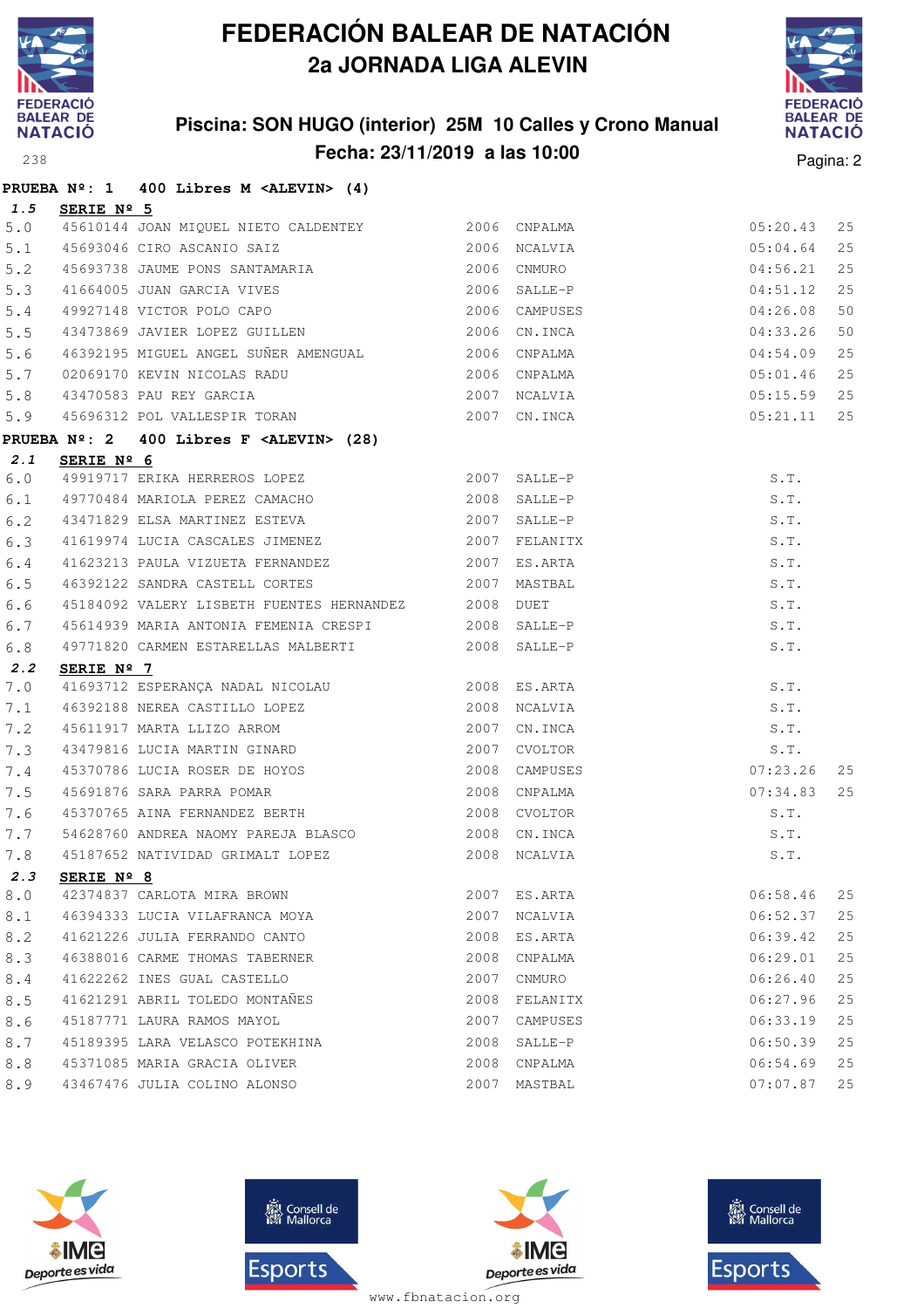# FEDERACIÓN BALEAR DE NATACIÓN
## 2a JORNADA LIGA ALEVIN

### Piscina: SON HUGO (interior) 25M 10 Calles y Crono Manual
### Fecha: 23/11/2019 a las 10:00

**PRUEBA Nº: 1 400 Libres M <ALEVIN> (4)**

**1.5 SERIE Nº 5**

| | | | | | | |
|---|---|---|---|---|---|---|
| 5.0 | 45610144 | JOAN MIQUEL NIETO CALDENTEY | 2006 | CNPALMA | 05:20.43 | 25 |
| 5.1 | 45693046 | CIRO ASCANIO SAIZ | 2006 | NCALVIA | 05:04.64 | 25 |
| 5.2 | 45693738 | JAUME PONS SANTAMARIA | 2006 | CNMURO | 04:56.21 | 25 |
| 5.3 | 41664005 | JUAN GARCIA VIVES | 2006 | SALLE-P | 04:51.12 | 25 |
| 5.4 | 49927148 | VICTOR POLO CAPO | 2006 | CAMPUSES | 04:26.08 | 50 |
| 5.5 | 43473869 | JAVIER LOPEZ GUILLEN | 2006 | CN.INCA | 04:33.26 | 50 |
| 5.6 | 46392195 | MIGUEL ANGEL SUÑER AMENGUAL | 2006 | CNPALMA | 04:54.09 | 25 |
| 5.7 | 02069170 | KEVIN NICOLAS RADU | 2006 | CNPALMA | 05:01.46 | 25 |
| 5.8 | 43470583 | PAU REY GARCIA | 2007 | NCALVIA | 05:15.59 | 25 |
| 5.9 | 45696312 | POL VALLESPIR TORAN | 2007 | CN.INCA | 05:21.11 | 25 |

**PRUEBA Nº: 2 400 Libres F <ALEVIN> (28)**

**2.1 SERIE Nº 6**

| | | | | | | |
|---|---|---|---|---|---|---|
| 6.0 | 49919717 | ERIKA HERREROS LOPEZ | 2007 | SALLE-P | S.T. | |
| 6.1 | 49770484 | MARIOLA PEREZ CAMACHO | 2008 | SALLE-P | S.T. | |
| 6.2 | 43471829 | ELSA MARTINEZ ESTEVA | 2007 | SALLE-P | S.T. | |
| 6.3 | 41619974 | LUCIA CASCALES JIMENEZ | 2007 | FELANITX | S.T. | |
| 6.4 | 41623213 | PAULA VIZUETA FERNANDEZ | 2007 | ES.ARTA | S.T. | |
| 6.5 | 46392122 | SANDRA CASTELL CORTES | 2007 | MASTBAL | S.T. | |
| 6.6 | 45184092 | VALERY LISBETH FUENTES HERNANDEZ | 2008 | DUET | S.T. | |
| 6.7 | 45614939 | MARIA ANTONIA FEMENIA CRESPI | 2008 | SALLE-P | S.T. | |
| 6.8 | 49771820 | CARMEN ESTARELLAS MALBERTI | 2008 | SALLE-P | S.T. | |

**2.2 SERIE Nº 7**

| | | | | | | |
|---|---|---|---|---|---|---|
| 7.0 | 41693712 | ESPERANÇA NADAL NICOLAU | 2008 | ES.ARTA | S.T. | |
| 7.1 | 46392188 | NEREA CASTILLO LOPEZ | 2008 | NCALVIA | S.T. | |
| 7.2 | 45611917 | MARTA LLIZO ARROM | 2007 | CN.INCA | S.T. | |
| 7.3 | 43479816 | LUCIA MARTIN GINARD | 2007 | CVOLTOR | S.T. | |
| 7.4 | 45370786 | LUCIA ROSER DE HOYOS | 2008 | CAMPUSES | 07:23.26 | 25 |
| 7.5 | 45691876 | SARA PARRA POMAR | 2008 | CNPALMA | 07:34.83 | 25 |
| 7.6 | 45370765 | AINA FERNANDEZ BERTH | 2008 | CVOLTOR | S.T. | |
| 7.7 | 54628760 | ANDREA NAOMY PAREJA BLASCO | 2008 | CN.INCA | S.T. | |
| 7.8 | 45187652 | NATIVIDAD GRIMALT LOPEZ | 2008 | NCALVIA | S.T. | |

**2.3 SERIE Nº 8**

| | | | | | | |
|---|---|---|---|---|---|---|
| 8.0 | 42374837 | CARLOTA MIRA BROWN | 2007 | ES.ARTA | 06:58.46 | 25 |
| 8.1 | 46394333 | LUCIA VILAFRANCA MOYA | 2007 | NCALVIA | 06:52.37 | 25 |
| 8.2 | 41621226 | JULIA FERRANDO CANTO | 2008 | ES.ARTA | 06:39.42 | 25 |
| 8.3 | 46388016 | CARME THOMAS TABERNER | 2008 | CNPALMA | 06:29.01 | 25 |
| 8.4 | 41622262 | INES GUAL CASTELLO | 2007 | CNMURO | 06:26.40 | 25 |
| 8.5 | 41621291 | ABRIL TOLEDO MONTAÑES | 2008 | FELANITX | 06:27.96 | 25 |
| 8.6 | 45187771 | LAURA RAMOS MAYOL | 2007 | CAMPUSES | 06:33.19 | 25 |
| 8.7 | 45189395 | LARA VELASCO POTEKHINA | 2008 | SALLE-P | 06:50.39 | 25 |
| 8.8 | 45371085 | MARIA GRACIA OLIVER | 2008 | CNPALMA | 06:54.69 | 25 |
| 8.9 | 43467476 | JULIA COLINO ALONSO | 2007 | MASTBAL | 07:07.87 | 25 |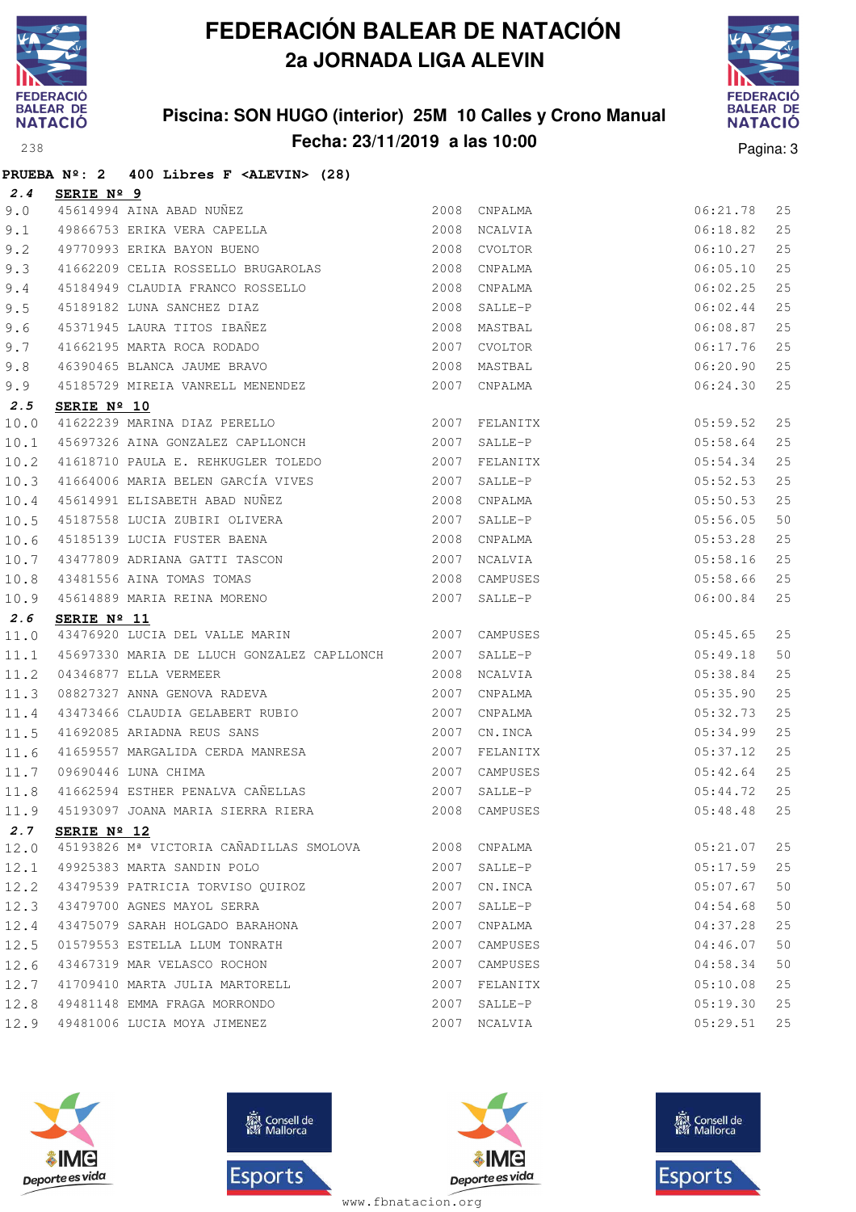# FEDERACIÓN BALEAR DE NATACIÓN

## 2a JORNADA LIGA ALEVIN

### Piscina: SON HUGO (interior) 25M 10 Calles y Crono Manual

### Fecha: 23/11/2019 a las 10:00

**PRUEBA Nº: 2 400 Libres F <ALEVIN> (28)**

| | | | | | | |
|---|---|---|---|---|---|---|
| ***2.4*** | **SERIE Nº 9** | | | | | |
| 9.0 | 45614994 | AINA ABAD NUÑEZ | 2008 | CNPALMA | 06:21.78 | 25 |
| 9.1 | 49866753 | ERIKA VERA CAPELLA | 2008 | NCALVIA | 06:18.82 | 25 |
| 9.2 | 49770993 | ERIKA BAYON BUENO | 2008 | CVOLTOR | 06:10.27 | 25 |
| 9.3 | 41662209 | CELIA ROSSELLO BRUGAROLAS | 2008 | CNPALMA | 06:05.10 | 25 |
| 9.4 | 45184949 | CLAUDIA FRANCO ROSSELLO | 2008 | CNPALMA | 06:02.25 | 25 |
| 9.5 | 45189182 | LUNA SANCHEZ DIAZ | 2008 | SALLE-P | 06:02.44 | 25 |
| 9.6 | 45371945 | LAURA TITOS IBAÑEZ | 2008 | MASTBAL | 06:08.87 | 25 |
| 9.7 | 41662195 | MARTA ROCA RODADO | 2007 | CVOLTOR | 06:17.76 | 25 |
| 9.8 | 46390465 | BLANCA JAUME BRAVO | 2008 | MASTBAL | 06:20.90 | 25 |
| 9.9 | 45185729 | MIREIA VANRELL MENENDEZ | 2007 | CNPALMA | 06:24.30 | 25 |
| ***2.5*** | **SERIE Nº 10** | | | | | |
| 10.0 | 41622239 | MARINA DIAZ PERELLO | 2007 | FELANITX | 05:59.52 | 25 |
| 10.1 | 45697326 | AINA GONZALEZ CAPLLONCH | 2007 | SALLE-P | 05:58.64 | 25 |
| 10.2 | 41618710 | PAULA E. REHKUGLER TOLEDO | 2007 | FELANITX | 05:54.34 | 25 |
| 10.3 | 41664006 | MARIA BELEN GARCÍA VIVES | 2007 | SALLE-P | 05:52.53 | 25 |
| 10.4 | 45614991 | ELISABETH ABAD NUÑEZ | 2008 | CNPALMA | 05:50.53 | 25 |
| 10.5 | 45187558 | LUCIA ZUBIRI OLIVERA | 2007 | SALLE-P | 05:56.05 | 50 |
| 10.6 | 45185139 | LUCIA FUSTER BAENA | 2008 | CNPALMA | 05:53.28 | 25 |
| 10.7 | 43477809 | ADRIANA GATTI TASCON | 2007 | NCALVIA | 05:58.16 | 25 |
| 10.8 | 43481556 | AINA TOMAS TOMAS | 2008 | CAMPUSES | 05:58.66 | 25 |
| 10.9 | 45614889 | MARIA REINA MORENO | 2007 | SALLE-P | 06:00.84 | 25 |
| ***2.6*** | **SERIE Nº 11** | | | | | |
| 11.0 | 43476920 | LUCIA DEL VALLE MARIN | 2007 | CAMPUSES | 05:45.65 | 25 |
| 11.1 | 45697330 | MARIA DE LLUCH GONZALEZ CAPLLONCH | 2007 | SALLE-P | 05:49.18 | 50 |
| 11.2 | 04346877 | ELLA VERMEER | 2008 | NCALVIA | 05:38.84 | 25 |
| 11.3 | 08827327 | ANNA GENOVA RADEVA | 2007 | CNPALMA | 05:35.90 | 25 |
| 11.4 | 43473466 | CLAUDIA GELABERT RUBIO | 2007 | CNPALMA | 05:32.73 | 25 |
| 11.5 | 41692085 | ARIADNA REUS SANS | 2007 | CN.INCA | 05:34.99 | 25 |
| 11.6 | 41659557 | MARGALIDA CERDA MANRESA | 2007 | FELANITX | 05:37.12 | 25 |
| 11.7 | 09690446 | LUNA CHIMA | 2007 | CAMPUSES | 05:42.64 | 25 |
| 11.8 | 41662594 | ESTHER PENALVA CAÑELLAS | 2007 | SALLE-P | 05:44.72 | 25 |
| 11.9 | 45193097 | JOANA MARIA SIERRA RIERA | 2008 | CAMPUSES | 05:48.48 | 25 |
| ***2.7*** | **SERIE Nº 12** | | | | | |
| 12.0 | 45193826 | Mª VICTORIA CAÑADILLAS SMOLOVA | 2008 | CNPALMA | 05:21.07 | 25 |
| 12.1 | 49925383 | MARTA SANDIN POLO | 2007 | SALLE-P | 05:17.59 | 25 |
| 12.2 | 43479539 | PATRICIA TORVISO QUIROZ | 2007 | CN.INCA | 05:07.67 | 50 |
| 12.3 | 43479700 | AGNES MAYOL SERRA | 2007 | SALLE-P | 04:54.68 | 50 |
| 12.4 | 43475079 | SARAH HOLGADO BARAHONA | 2007 | CNPALMA | 04:37.28 | 25 |
| 12.5 | 01579553 | ESTELLA LLUM TONRATH | 2007 | CAMPUSES | 04:46.07 | 50 |
| 12.6 | 43467319 | MAR VELASCO ROCHON | 2007 | CAMPUSES | 04:58.34 | 50 |
| 12.7 | 41709410 | MARTA JULIA MARTORELL | 2007 | FELANITX | 05:10.08 | 25 |
| 12.8 | 49481148 | EMMA FRAGA MORRONDO | 2007 | SALLE-P | 05:19.30 | 25 |
| 12.9 | 49481006 | LUCIA MOYA JIMENEZ | 2007 | NCALVIA | 05:29.51 | 25 |

www.fbnatacion.org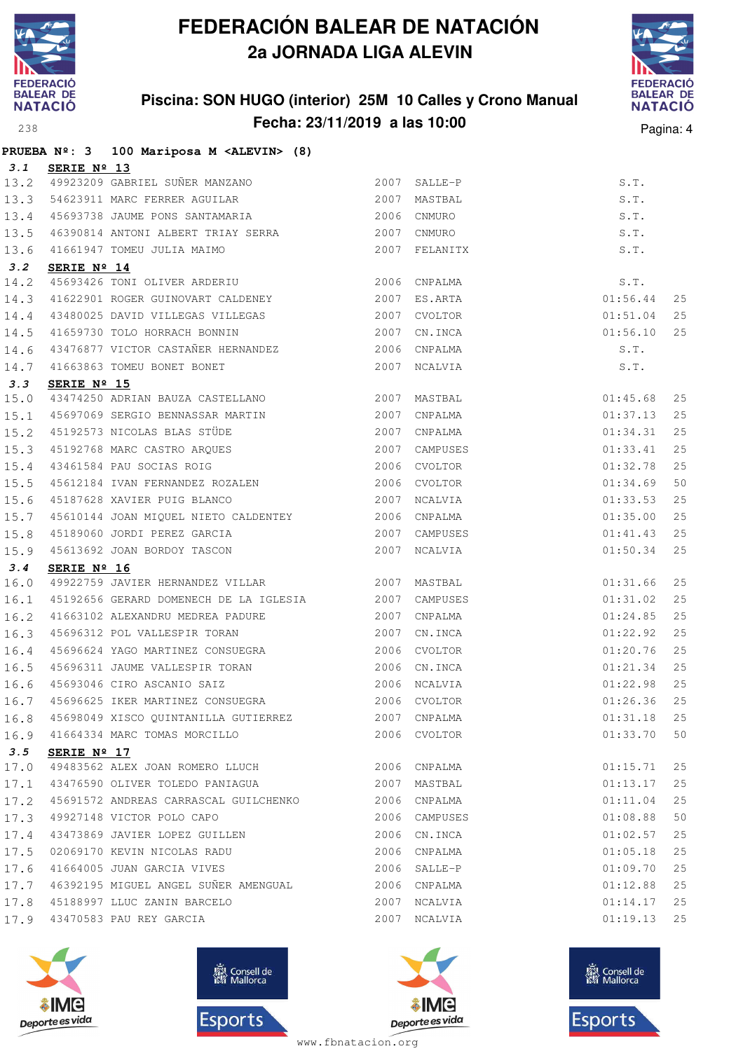# FEDERACIÓN BALEAR DE NATACIÓN

## 2a JORNADA LIGA ALEVIN

### Piscina: SON HUGO (interior) 25M 10 Calles y Crono Manual

### Fecha: 23/11/2019 a las 10:00

**PRUEBA Nº: 3 100 Mariposa M <ALEVIN> (8)**

**3.1 SERIE Nº 13**

| | | | | | | |
|---|---|---|---|---|---|---|
| 13.2 | 49923209 | GABRIEL SUÑER MANZANO | 2007 | SALLE-P | S.T. | |
| 13.3 | 54623911 | MARC FERRER AGUILAR | 2007 | MASTBAL | S.T. | |
| 13.4 | 45693738 | JAUME PONS SANTAMARIA | 2006 | CNMURO | S.T. | |
| 13.5 | 46390814 | ANTONI ALBERT TRIAY SERRA | 2007 | CNMURO | S.T. | |
| 13.6 | 41661947 | TOMEU JULIA MAIMO | 2007 | FELANITX | S.T. | |

**3.2 SERIE Nº 14**

| | | | | | | |
|---|---|---|---|---|---|---|
| 14.2 | 45693426 | TONI OLIVER ARDERIU | 2006 | CNPALMA | S.T. | |
| 14.3 | 41622901 | ROGER GUINOVART CALDENEY | 2007 | ES.ARTA | 01:56.44 | 25 |
| 14.4 | 43480025 | DAVID VILLEGAS VILLEGAS | 2007 | CVOLTOR | 01:51.04 | 25 |
| 14.5 | 41659730 | TOLO HORRACH BONNIN | 2007 | CN.INCA | 01:56.10 | 25 |
| 14.6 | 43476877 | VICTOR CASTAÑER HERNANDEZ | 2006 | CNPALMA | S.T. | |
| 14.7 | 41663863 | TOMEU BONET BONET | 2007 | NCALVIA | S.T. | |

**3.3 SERIE Nº 15**

| | | | | | | |
|---|---|---|---|---|---|---|
| 15.0 | 43474250 | ADRIAN BAUZA CASTELLANO | 2007 | MASTBAL | 01:45.68 | 25 |
| 15.1 | 45697069 | SERGIO BENNASSAR MARTIN | 2007 | CNPALMA | 01:37.13 | 25 |
| 15.2 | 45192573 | NICOLAS BLAS STÜDE | 2007 | CNPALMA | 01:34.31 | 25 |
| 15.3 | 45192768 | MARC CASTRO ARQUES | 2007 | CAMPUSES | 01:33.41 | 25 |
| 15.4 | 43461584 | PAU SOCIAS ROIG | 2006 | CVOLTOR | 01:32.78 | 25 |
| 15.5 | 45612184 | IVAN FERNANDEZ ROZALEN | 2006 | CVOLTOR | 01:34.69 | 50 |
| 15.6 | 45187628 | XAVIER PUIG BLANCO | 2007 | NCALVIA | 01:33.53 | 25 |
| 15.7 | 45610144 | JOAN MIQUEL NIETO CALDENTEY | 2006 | CNPALMA | 01:35.00 | 25 |
| 15.8 | 45189060 | JORDI PEREZ GARCIA | 2007 | CAMPUSES | 01:41.43 | 25 |
| 15.9 | 45613692 | JOAN BORDOY TASCON | 2007 | NCALVIA | 01:50.34 | 25 |

**3.4 SERIE Nº 16**

| | | | | | | |
|---|---|---|---|---|---|---|
| 16.0 | 49922759 | JAVIER HERNANDEZ VILLAR | 2007 | MASTBAL | 01:31.66 | 25 |
| 16.1 | 45192656 | GERARD DOMENECH DE LA IGLESIA | 2007 | CAMPUSES | 01:31.02 | 25 |
| 16.2 | 41663102 | ALEXANDRU MEDREA PADURE | 2007 | CNPALMA | 01:24.85 | 25 |
| 16.3 | 45696312 | POL VALLESPIR TORAN | 2007 | CN.INCA | 01:22.92 | 25 |
| 16.4 | 45696624 | YAGO MARTINEZ CONSUEGRA | 2006 | CVOLTOR | 01:20.76 | 25 |
| 16.5 | 45696311 | JAUME VALLESPIR TORAN | 2006 | CN.INCA | 01:21.34 | 25 |
| 16.6 | 45693046 | CIRO ASCANIO SAIZ | 2006 | NCALVIA | 01:22.98 | 25 |
| 16.7 | 45696625 | IKER MARTINEZ CONSUEGRA | 2006 | CVOLTOR | 01:26.36 | 25 |
| 16.8 | 45698049 | XISCO QUINTANILLA GUTIERREZ | 2007 | CNPALMA | 01:31.18 | 25 |
| 16.9 | 41664334 | MARC TOMAS MORCILLO | 2006 | CVOLTOR | 01:33.70 | 50 |

**3.5 SERIE Nº 17**

| | | | | | | |
|---|---|---|---|---|---|---|
| 17.0 | 49483562 | ALEX JOAN ROMERO LLUCH | 2006 | CNPALMA | 01:15.71 | 25 |
| 17.1 | 43476590 | OLIVER TOLEDO PANIAGUA | 2007 | MASTBAL | 01:13.17 | 25 |
| 17.2 | 45691572 | ANDREAS CARRASCAL GUILCHENKO | 2006 | CNPALMA | 01:11.04 | 25 |
| 17.3 | 49927148 | VICTOR POLO CAPO | 2006 | CAMPUSES | 01:08.88 | 50 |
| 17.4 | 43473869 | JAVIER LOPEZ GUILLEN | 2006 | CN.INCA | 01:02.57 | 25 |
| 17.5 | 02069170 | KEVIN NICOLAS RADU | 2006 | CNPALMA | 01:05.18 | 25 |
| 17.6 | 41664005 | JUAN GARCIA VIVES | 2006 | SALLE-P | 01:09.70 | 25 |
| 17.7 | 46392195 | MIGUEL ANGEL SUÑER AMENGUAL | 2006 | CNPALMA | 01:12.88 | 25 |
| 17.8 | 45188997 | LLUC ZANIN BARCELO | 2007 | NCALVIA | 01:14.17 | 25 |
| 17.9 | 43470583 | PAU REY GARCIA | 2007 | NCALVIA | 01:19.13 | 25 |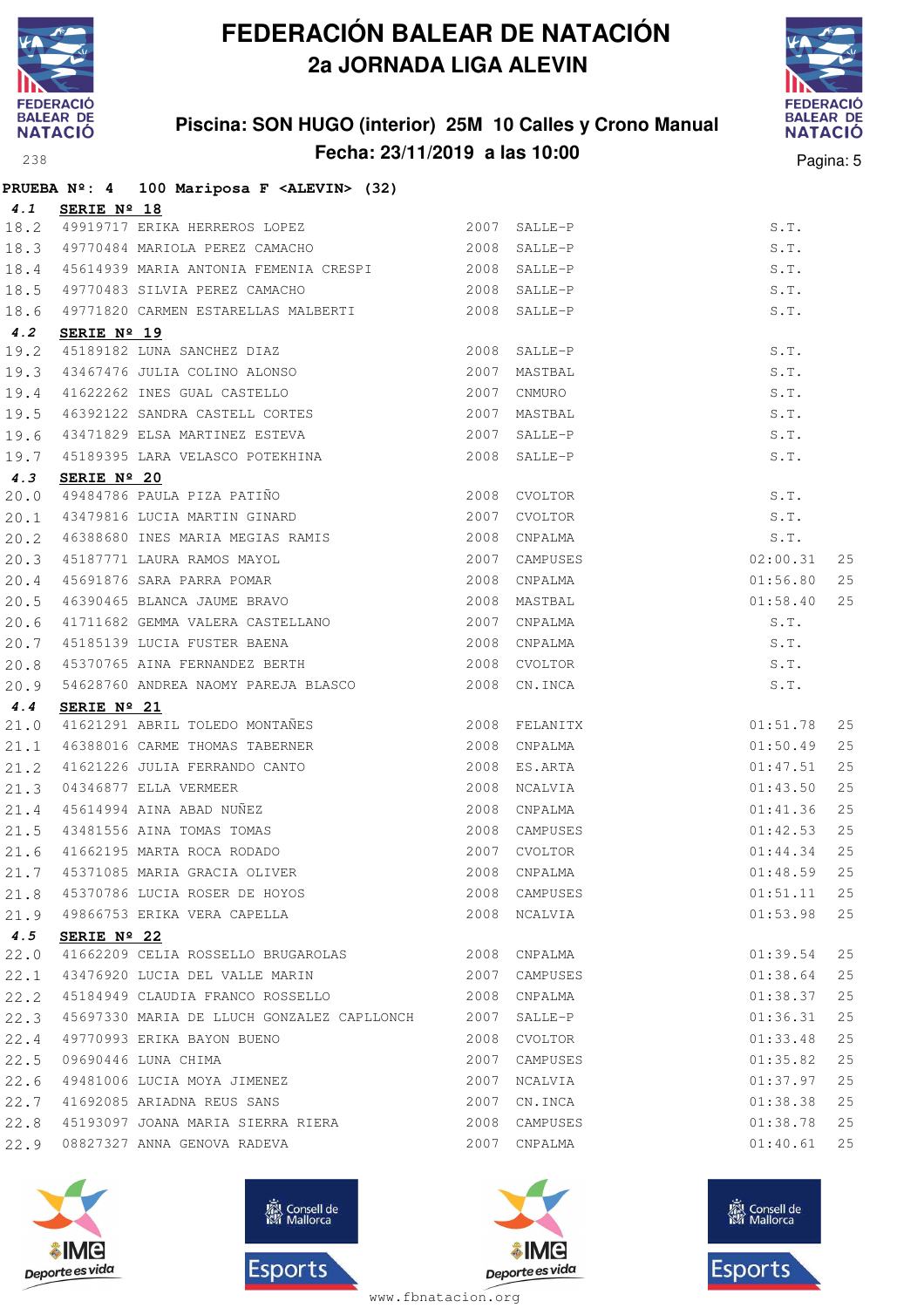# FEDERACIÓN BALEAR DE NATACIÓN

## 2a JORNADA LIGA ALEVIN

### Piscina: SON HUGO (interior) 25M 10 Calles y Crono Manual

### Fecha: 23/11/2019 a las 10:00

**PRUEBA Nº: 4 100 Mariposa F <ALEVIN> (32)**

**4.1 SERIE Nº 18**

| | | | | | | |
|---|---|---|---|---|---|---|
| 18.2 | 49919717 | ERIKA HERREROS LOPEZ | 2007 | SALLE-P | S.T. | |
| 18.3 | 49770484 | MARIOLA PEREZ CAMACHO | 2008 | SALLE-P | S.T. | |
| 18.4 | 45614939 | MARIA ANTONIA FEMENIA CRESPI | 2008 | SALLE-P | S.T. | |
| 18.5 | 49770483 | SILVIA PEREZ CAMACHO | 2008 | SALLE-P | S.T. | |
| 18.6 | 49771820 | CARMEN ESTARELLAS MALBERTI | 2008 | SALLE-P | S.T. | |

**4.2 SERIE Nº 19**

| | | | | | | |
|---|---|---|---|---|---|---|
| 19.2 | 45189182 | LUNA SANCHEZ DIAZ | 2008 | SALLE-P | S.T. | |
| 19.3 | 43467476 | JULIA COLINO ALONSO | 2007 | MASTBAL | S.T. | |
| 19.4 | 41622262 | INES GUAL CASTELLO | 2007 | CNMURO | S.T. | |
| 19.5 | 46392122 | SANDRA CASTELL CORTES | 2007 | MASTBAL | S.T. | |
| 19.6 | 43471829 | ELSA MARTINEZ ESTEVA | 2007 | SALLE-P | S.T. | |
| 19.7 | 45189395 | LARA VELASCO POTEKHINA | 2008 | SALLE-P | S.T. | |

**4.3 SERIE Nº 20**

| | | | | | | |
|---|---|---|---|---|---|---|
| 20.0 | 49484786 | PAULA PIZA PATIÑO | 2008 | CVOLTOR | S.T. | |
| 20.1 | 43479816 | LUCIA MARTIN GINARD | 2007 | CVOLTOR | S.T. | |
| 20.2 | 46388680 | INES MARIA MEGIAS RAMIS | 2008 | CNPALMA | S.T. | |
| 20.3 | 45187771 | LAURA RAMOS MAYOL | 2007 | CAMPUSES | 02:00.31 | 25 |
| 20.4 | 45691876 | SARA PARRA POMAR | 2008 | CNPALMA | 01:56.80 | 25 |
| 20.5 | 46390465 | BLANCA JAUME BRAVO | 2008 | MASTBAL | 01:58.40 | 25 |
| 20.6 | 41711682 | GEMMA VALERA CASTELLANO | 2007 | CNPALMA | S.T. | |
| 20.7 | 45185139 | LUCIA FUSTER BAENA | 2008 | CNPALMA | S.T. | |
| 20.8 | 45370765 | AINA FERNANDEZ BERTH | 2008 | CVOLTOR | S.T. | |
| 20.9 | 54628760 | ANDREA NAOMY PAREJA BLASCO | 2008 | CN.INCA | S.T. | |

**4.4 SERIE Nº 21**

| | | | | | | |
|---|---|---|---|---|---|---|
| 21.0 | 41621291 | ABRIL TOLEDO MONTAÑES | 2008 | FELANITX | 01:51.78 | 25 |
| 21.1 | 46388016 | CARME THOMAS TABERNER | 2008 | CNPALMA | 01:50.49 | 25 |
| 21.2 | 41621226 | JULIA FERRANDO CANTO | 2008 | ES.ARTA | 01:47.51 | 25 |
| 21.3 | 04346877 | ELLA VERMEER | 2008 | NCALVIA | 01:43.50 | 25 |
| 21.4 | 45614994 | AINA ABAD NUÑEZ | 2008 | CNPALMA | 01:41.36 | 25 |
| 21.5 | 43481556 | AINA TOMAS TOMAS | 2008 | CAMPUSES | 01:42.53 | 25 |
| 21.6 | 41662195 | MARTA ROCA RODADO | 2007 | CVOLTOR | 01:44.34 | 25 |
| 21.7 | 45371085 | MARIA GRACIA OLIVER | 2008 | CNPALMA | 01:48.59 | 25 |
| 21.8 | 45370786 | LUCIA ROSER DE HOYOS | 2008 | CAMPUSES | 01:51.11 | 25 |
| 21.9 | 49866753 | ERIKA VERA CAPELLA | 2008 | NCALVIA | 01:53.98 | 25 |

**4.5 SERIE Nº 22**

| | | | | | | |
|---|---|---|---|---|---|---|
| 22.0 | 41662209 | CELIA ROSSELLO BRUGAROLAS | 2008 | CNPALMA | 01:39.54 | 25 |
| 22.1 | 43476920 | LUCIA DEL VALLE MARIN | 2007 | CAMPUSES | 01:38.64 | 25 |
| 22.2 | 45184949 | CLAUDIA FRANCO ROSSELLO | 2008 | CNPALMA | 01:38.37 | 25 |
| 22.3 | 45697330 | MARIA DE LLUCH GONZALEZ CAPLLONCH | 2007 | SALLE-P | 01:36.31 | 25 |
| 22.4 | 49770993 | ERIKA BAYON BUENO | 2008 | CVOLTOR | 01:33.48 | 25 |
| 22.5 | 09690446 | LUNA CHIMA | 2007 | CAMPUSES | 01:35.82 | 25 |
| 22.6 | 49481006 | LUCIA MOYA JIMENEZ | 2007 | NCALVIA | 01:37.97 | 25 |
| 22.7 | 41692085 | ARIADNA REUS SANS | 2007 | CN.INCA | 01:38.38 | 25 |
| 22.8 | 45193097 | JOANA MARIA SIERRA RIERA | 2008 | CAMPUSES | 01:38.78 | 25 |
| 22.9 | 08827327 | ANNA GENOVA RADEVA | 2007 | CNPALMA | 01:40.61 | 25 |

www.fbnatacion.org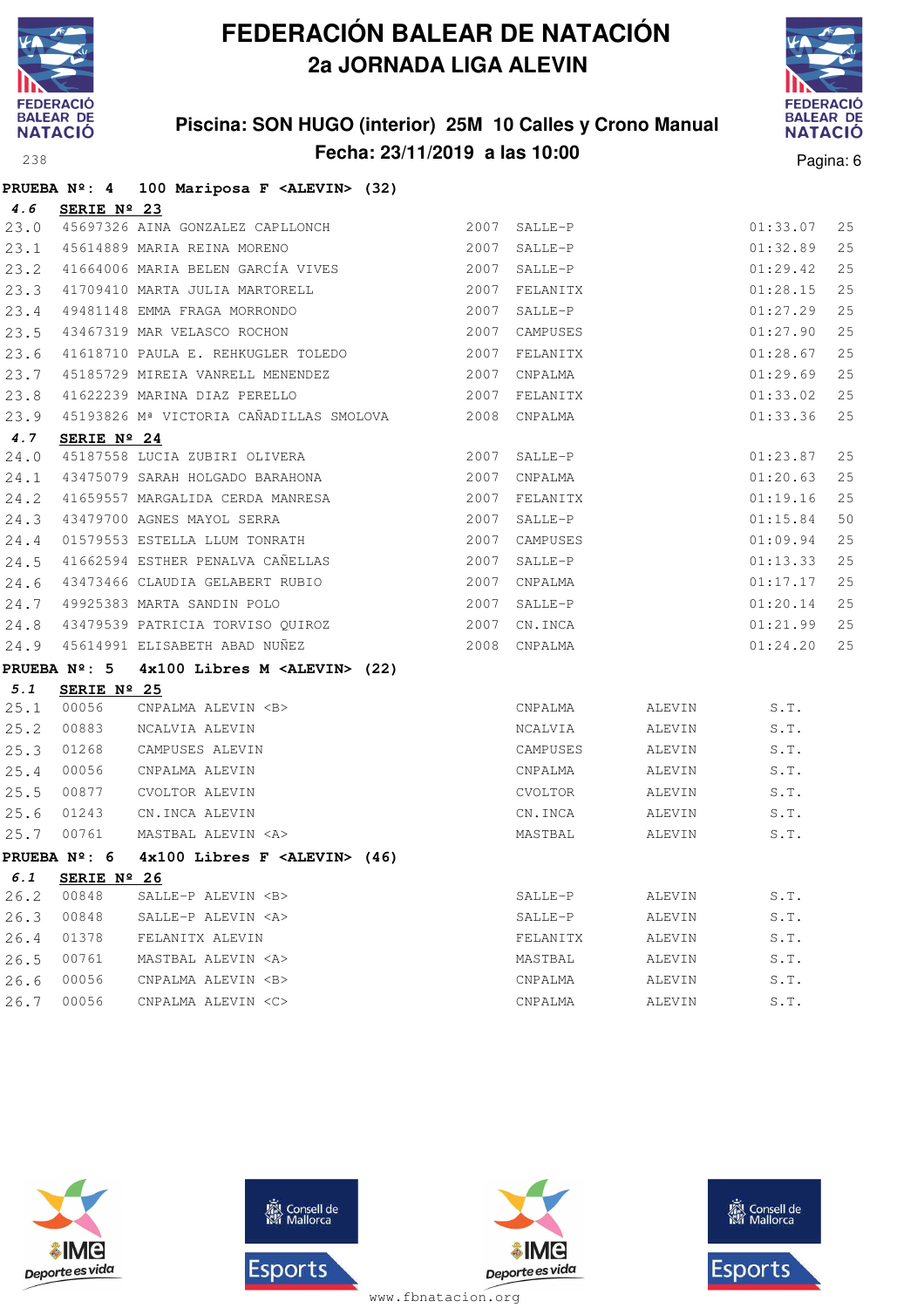# FEDERACIÓN BALEAR DE NATACIÓN

## 2a JORNADA LIGA ALEVIN

### Piscina: SON HUGO (interior) 25M 10 Calles y Crono Manual

### Fecha: 23/11/2019 a las 10:00

238

**PRUEBA Nº: 4  100 Mariposa F <ALEVIN> (32)**

**4.6  SERIE Nº 23**

| | | | | | | |
|---|---|---|---|---|---|---|
| 23.0 | 45697326 | AINA GONZALEZ CAPLLONCH | 2007 | SALLE-P | 01:33.07 | 25 |
| 23.1 | 45614889 | MARIA REINA MORENO | 2007 | SALLE-P | 01:32.89 | 25 |
| 23.2 | 41664006 | MARIA BELEN GARCÍA VIVES | 2007 | SALLE-P | 01:29.42 | 25 |
| 23.3 | 41709410 | MARTA JULIA MARTORELL | 2007 | FELANITX | 01:28.15 | 25 |
| 23.4 | 49481148 | EMMA FRAGA MORRONDO | 2007 | SALLE-P | 01:27.29 | 25 |
| 23.5 | 43467319 | MAR VELASCO ROCHON | 2007 | CAMPUSES | 01:27.90 | 25 |
| 23.6 | 41618710 | PAULA E. REHKUGLER TOLEDO | 2007 | FELANITX | 01:28.67 | 25 |
| 23.7 | 45185729 | MIREIA VANRELL MENENDEZ | 2007 | CNPALMA | 01:29.69 | 25 |
| 23.8 | 41622239 | MARINA DIAZ PERELLO | 2007 | FELANITX | 01:33.02 | 25 |
| 23.9 | 45193826 | Mª VICTORIA CAÑADILLAS SMOLOVA | 2008 | CNPALMA | 01:33.36 | 25 |

**4.7  SERIE Nº 24**

| | | | | | | |
|---|---|---|---|---|---|---|
| 24.0 | 45187558 | LUCIA ZUBIRI OLIVERA | 2007 | SALLE-P | 01:23.87 | 25 |
| 24.1 | 43475079 | SARAH HOLGADO BARAHONA | 2007 | CNPALMA | 01:20.63 | 25 |
| 24.2 | 41659557 | MARGALIDA CERDA MANRESA | 2007 | FELANITX | 01:19.16 | 25 |
| 24.3 | 43479700 | AGNES MAYOL SERRA | 2007 | SALLE-P | 01:15.84 | 50 |
| 24.4 | 01579553 | ESTELLA LLUM TONRATH | 2007 | CAMPUSES | 01:09.94 | 25 |
| 24.5 | 41662594 | ESTHER PENALVA CAÑELLAS | 2007 | SALLE-P | 01:13.33 | 25 |
| 24.6 | 43473466 | CLAUDIA GELABERT RUBIO | 2007 | CNPALMA | 01:17.17 | 25 |
| 24.7 | 49925383 | MARTA SANDIN POLO | 2007 | SALLE-P | 01:20.14 | 25 |
| 24.8 | 43479539 | PATRICIA TORVISO QUIROZ | 2007 | CN.INCA | 01:21.99 | 25 |
| 24.9 | 45614991 | ELISABETH ABAD NUÑEZ | 2008 | CNPALMA | 01:24.20 | 25 |

**PRUEBA Nº: 5  4x100 Libres M <ALEVIN> (22)**

**5.1  SERIE Nº 25**

| | | | | | |
|---|---|---|---|---|---|
| 25.1 | 00056 | CNPALMA ALEVIN <B> | CNPALMA | ALEVIN | S.T. |
| 25.2 | 00883 | NCALVIA ALEVIN | NCALVIA | ALEVIN | S.T. |
| 25.3 | 01268 | CAMPUSES ALEVIN | CAMPUSES | ALEVIN | S.T. |
| 25.4 | 00056 | CNPALMA ALEVIN | CNPALMA | ALEVIN | S.T. |
| 25.5 | 00877 | CVOLTOR ALEVIN | CVOLTOR | ALEVIN | S.T. |
| 25.6 | 01243 | CN.INCA ALEVIN | CN.INCA | ALEVIN | S.T. |
| 25.7 | 00761 | MASTBAL ALEVIN <A> | MASTBAL | ALEVIN | S.T. |

**PRUEBA Nº: 6  4x100 Libres F <ALEVIN> (46)**

**6.1  SERIE Nº 26**

| | | | | | |
|---|---|---|---|---|---|
| 26.2 | 00848 | SALLE-P ALEVIN <B> | SALLE-P | ALEVIN | S.T. |
| 26.3 | 00848 | SALLE-P ALEVIN <A> | SALLE-P | ALEVIN | S.T. |
| 26.4 | 01378 | FELANITX ALEVIN | FELANITX | ALEVIN | S.T. |
| 26.5 | 00761 | MASTBAL ALEVIN <A> | MASTBAL | ALEVIN | S.T. |
| 26.6 | 00056 | CNPALMA ALEVIN <B> | CNPALMA | ALEVIN | S.T. |
| 26.7 | 00056 | CNPALMA ALEVIN <C> | CNPALMA | ALEVIN | S.T. |

www.fbnatacion.org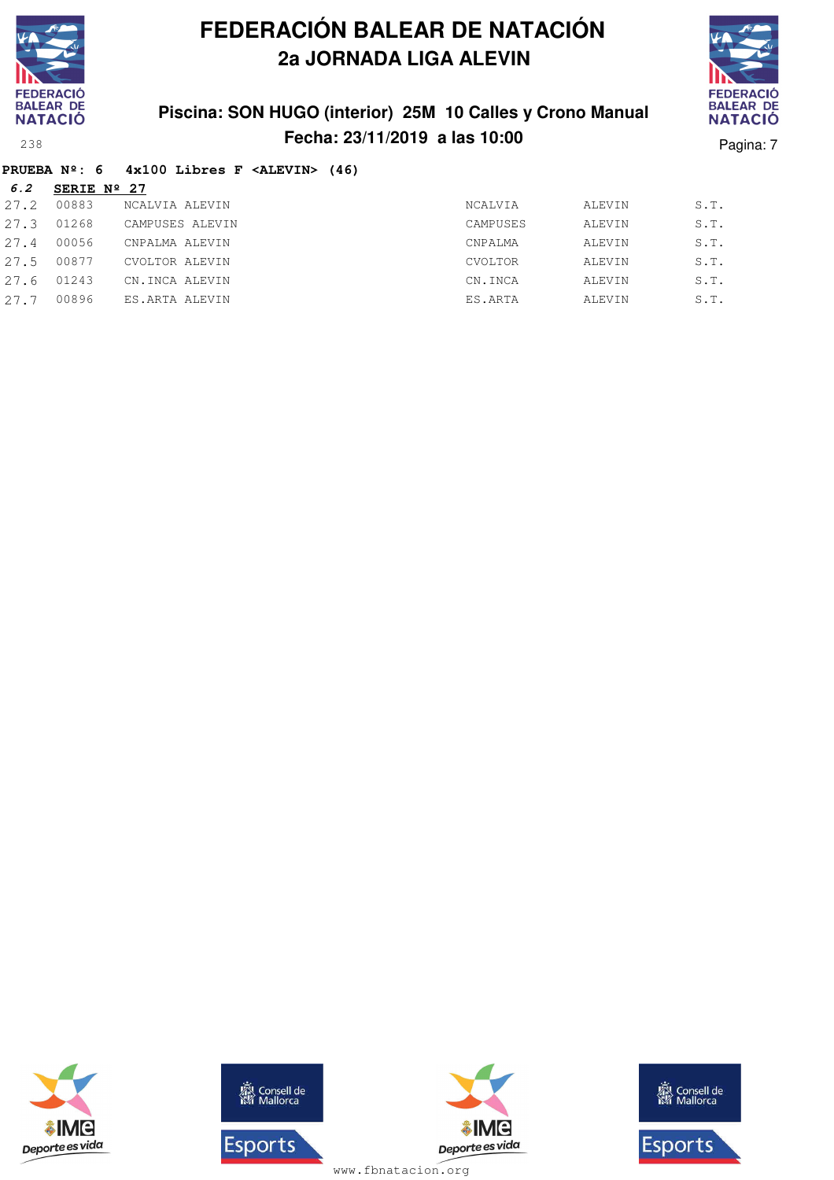**PRUEBA Nº: 6 4x100 Libres F <ALEVIN> (46)**

***6.2*** **SERIE Nº 27**

| | | | | | |
|---|---|---|---|---|---|
| 27.2 | 00883 | NCALVIA ALEVIN | NCALVIA | ALEVIN | S.T. |
| 27.3 | 01268 | CAMPUSES ALEVIN | CAMPUSES | ALEVIN | S.T. |
| 27.4 | 00056 | CNPALMA ALEVIN | CNPALMA | ALEVIN | S.T. |
| 27.5 | 00877 | CVOLTOR ALEVIN | CVOLTOR | ALEVIN | S.T. |
| 27.6 | 01243 | CN.INCA ALEVIN | CN.INCA | ALEVIN | S.T. |
| 27.7 | 00896 | ES.ARTA ALEVIN | ES.ARTA | ALEVIN | S.T. |